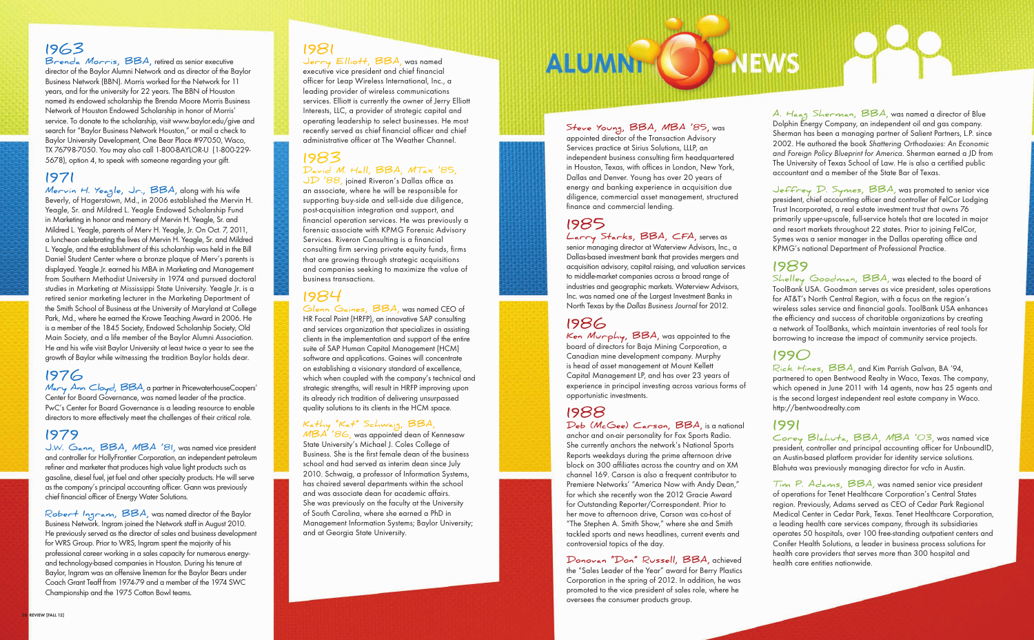# ALUMNI NEWS

## 1963

**Brenda Morris, BBA,** retired as senior executive director of the Baylor Alumni Network and as director of the Baylor Business Network (BBN). Morris worked for the Network for 11 years, and for the university for 22 years. The BBN of Houston named its endowed scholarship the Brenda Moore Morris Business Network of Houston Endowed Scholarship in honor of Morris' service. To donate to the scholarship, visit www.baylor.edu/give and search for "Baylor Business Network Houston," or mail a check to Baylor University Development, One Bear Place #97050, Waco, TX 76798-7050. You may also call 1-800-BAYLOR-U (1-800-229-5678), option 4, to speak with someone regarding your gift.

## 1971

**Mervin H. Yeagle, Jr., BBA,** along with his wife Beverly, of Hagerstown, Md., in 2006 established the Mervin H. Yeagle, Sr. and Mildred L. Yeagle Endowed Scholarship Fund in Marketing in honor and memory of Mervin H. Yeagle, Sr. and Mildred L. Yeagle, parents of Merv H. Yeagle, Jr. On Oct. 7, 2011, a luncheon celebrating the lives of Mervin H. Yeagle, Sr. and Mildred L. Yeagle, and the establishment of this scholarship was held in the Bill Daniel Student Center where a bronze plaque of Merv's parents is displayed. Yeagle Jr. earned his MBA in Marketing and Management from Southern Methodist University in 1974 and pursued doctoral studies in Marketing at Mississippi State University. Yeagle Jr. is a retired senior marketing lecturer in the Marketing Department of the Smith School of Business at the University of Maryland at College Park, Md., where he earned the Krowe Teaching Award in 2006. He is a member of the 1845 Society, Endowed Scholarship Society, Old Main Society, and a life member of the Baylor Alumni Association. He and his wife visit Baylor University at least twice a year to see the growth of Baylor while witnessing the tradition Baylor holds dear.

## 1976

**Mary Ann Cloyd, BBA,** a partner in PricewaterhouseCoopers' Center for Board Governance, was named leader of the practice. PwC's Center for Board Governance is a leading resource to enable directors to more effectively meet the challenges of their critical role.

## 1979

**J.W. Gann, BBA, MBA '81,** was named vice president and controller for HollyFrontier Corporation, an independent petroleum refiner and marketer that produces high value light products such as gasoline, diesel fuel, jet fuel and other specialty products. He will serve as the company's principal accounting officer. Gann was previously chief financial officer of Energy Water Solutions.

**Robert Ingram, BBA,** was named director of the Baylor Business Network. Ingram joined the Network staff in August 2010. He previously served as the director of sales and business development for WRS Group. Prior to WRS, Ingram spent the majority of his professional career working in a sales capacity for numerous energy- and technology-based companies in Houston. During his tenure at Baylor, Ingram was an offensive lineman for the Baylor Bears under Coach Grant Teaff from 1974-79 and a member of the 1974 SWC Championship and the 1975 Cotton Bowl teams.

## 1981

**Jerry Elliott, BBA,** was named executive vice president and chief financial officer for Leap Wireless International, Inc., a leading provider of wireless communications services. Elliott is currently the owner of Jerry Elliott Interests, LLC, a provider of strategic capital and operating leadership to select businesses. He most recently served as chief financial officer and chief administrative officer at The Weather Channel.

## 1983

**David M. Hall, BBA, MTax '85, JD '88,** joined Riveron's Dallas office as an associate, where he will be responsible for supporting buy-side and sell-side due diligence, post-acquisition integration and support, and financial operation services. He was previously a forensic associate with KPMG Forensic Advisory Services. Riveron Consulting is a financial consulting firm serving private equity funds, firms that are growing through strategic acquisitions and companies seeking to maximize the value of business transactions.

## 1984

**Glenn Gaines, BBA,** was named CEO of HR Focal Point (HRFP), an innovative SAP consulting and services organization that specializes in assisting clients in the implementation and support of the entire suite of SAP Human Capital Management (HCM) software and applications. Gaines will concentrate on establishing a visionary standard of excellence, which when coupled with the company's technical and strategic strengths, will result in HRFP improving upon its already rich tradition of delivering unsurpassed quality solutions to its clients in the HCM space.

**Kathy "Kat" Schwaig, BBA, MBA '86,** was appointed dean of Kennesaw State University's Michael J. Coles College of Business. She is the first female dean of the business school and had served as interim dean since July 2010. Schwaig, a professor of Information Systems, has chaired several departments within the school and was associate dean for academic affairs. She was previously on the faculty at the University of South Carolina, where she earned a PhD in Management Information Systems; Baylor University; and at Georgia State University.

**Steve Young, BBA, MBA '85,** was appointed director of the Transaction Advisory Services practice at Sirius Solutions, LLLP, an independent business consulting firm headquartered in Houston, Texas, with offices in London, New York, Dallas and Denver. Young has over 20 years of energy and banking experience in acquisition due diligence, commercial asset management, structured finance and commercial lending.

## 1985

**Larry Starks, BBA, CFA,** serves as senior managing director at Waterview Advisors, Inc., a Dallas-based investment bank that provides mergers and acquisition advisory, capital raising, and valuation services to middle-market companies across a broad range of industries and geographic markets. Waterview Advisors, Inc. was named one of the Largest Investment Banks in North Texas by the *Dallas Business Journal* for 2012.

## 1986

**Ken Murphy, BBA,** was appointed to the board of directors for Baja Mining Corporation, a Canadian mine development company. Murphy is head of asset management at Mount Kellett Capital Management LP, and has over 23 years of experience in principal investing across various forms of opportunistic investments.

## 1988

**Deb (McGee) Carson, BBA,** is a national anchor and on-air personality for Fox Sports Radio. She currently anchors the network's National Sports Reports weekdays during the prime afternoon drive block on 300 affiliates across the country and on XM channel 169. Carson is also a frequent contributor to Premiere Networks' "America Now with Andy Dean," for which she recently won the 2012 Gracie Award for Outstanding Reporter/Correspondent. Prior to her move to afternoon drive, Carson was co-host of "The Stephen A. Smith Show," where she and Smith tackled sports and news headlines, current events and controversial topics of the day.

**Donovan "Don" Russell, BBA,** achieved the "Sales Leader of the Year" award for Berry Plastics Corporation in the spring of 2012. In addition, he was promoted to the vice president of sales role, where he oversees the consumer products group.

**A. Haag Sherman, BBA,** was named a director of Blue Dolphin Energy Company, an independent oil and gas company. Sherman has been a managing partner of Salient Partners, L.P. since 2002. He authored the book *Shattering Orthodoxies: An Economic and Foreign Policy Blueprint for America*. Sherman earned a JD from The University of Texas School of Law. He is also a certified public accountant and a member of the State Bar of Texas.

**Jeffrey D. Symes, BBA,** was promoted to senior vice president, chief accounting officer and controller of FelCor Lodging Trust Incorporated, a real estate investment trust that owns 76 primarily upper-upscale, full-service hotels that are located in major and resort markets throughout 22 states. Prior to joining FelCor, Symes was a senior manager in the Dallas operating office and KPMG's national Department of Professional Practice.

## 1989

**Shelley Goodman, BBA,** was elected to the board of ToolBank USA. Goodman serves as vice president, sales operations for AT&T's North Central Region, with a focus on the region's wireless sales service and financial goals. ToolBank USA enhances the efficiency and success of charitable organizations by creating a network of ToolBanks, which maintain inventories of real tools for borrowing to increase the impact of community service projects.

## 1990

**Rick Hines, BBA,** and Kim Parrish Galvan, BA '94, partnered to open Bentwood Realty in Waco, Texas. The company, which opened in June 2011 with 14 agents, now has 25 agents and is the second largest independent real estate company in Waco. http://bentwoodrealty.com

## 1991

**Corey Blahuta, BBA, MBA '03,** was named vice president, controller and principal accounting officer for UnboundID, an Austin-based platform provider for identity service solutions. Blahuta was previously managing director for vcfo in Austin.

**Tim P. Adams, BBA,** was named senior vice president of operations for Tenet Healthcare Corporation's Central States region. Previously, Adams served as CEO of Cedar Park Regional Medical Center in Cedar Park, Texas. Tenet Healthcare Corporation, a leading health care services company, through its subsidiaries operates 50 hospitals, over 100 free-standing outpatient centers and Conifer Health Solutions, a leader in business process solutions for health care providers that serves more than 300 hospital and health care entities nationwide.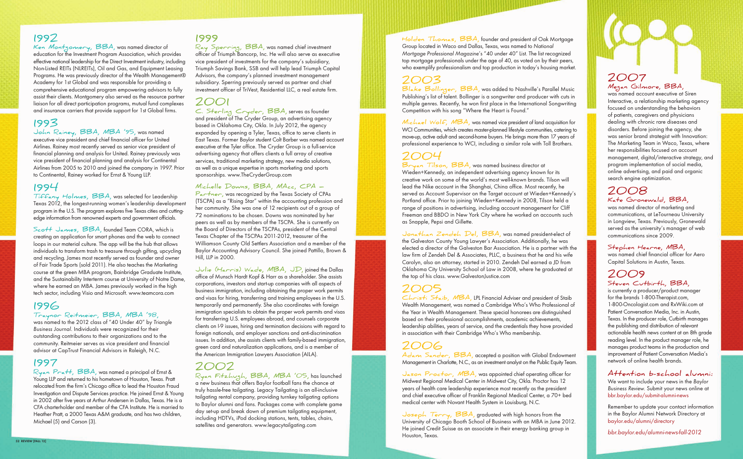## 1992

**Ken Montgomery, BBA,** was named director of education for the Investment Program Association, which provides effective national leadership for the Direct Investment industry, including Non-Listed REITs (NLREITs), Oil and Gas, and Equipment Leasing Programs. He was previously director of the Wealth Management® Academy for 1st Global and was responsible for providing a comprehensive educational program empowering advisors to fully assist their clients. Montgomery also served as the resource partner liaison for all direct participation programs, mutual fund complexes and insurance carriers that provide support for 1st Global firms.

## 1993

**John Rainey, BBA, MBA '95,** was named executive vice president and chief financial officer for United Airlines. Rainey most recently served as senior vice president of financial planning and analysis for United. Rainey previously was vice president of financial planning and analysis for Continental Airlines from 2005 to 2010 and joined the company in 1997. Prior to Continental, Rainey worked for Ernst & Young LLP.

## 1994

**Tiffany Holmes, BBA,** was selected for Leadership Texas 2012, the longest-running women's leadership development program in the U.S. The program explores five Texas cities and cutting-edge information from renowned experts and government officials.

**Scott James, BBA,** founded Team CORA, which is creating an application for smart phones and the web to connect loops in our material culture. The app will be the hub that allows individuals to transform trash to treasure through gifting, upcycling and recycling. James most recently served as founder and owner of Fair Trade Sports (sold 2011). He also teaches the Marketing course at the green MBA program, Bainbridge Graduate Institute, and the Sustainability Interterm course at University of Notre Dame, where he earned an MBA. James previously worked in the high tech sector, including Visio and Microsoft. www.teamcora.com

## 1996

**Traynor Reitmeier, BBA, MBA '98,** was named to the 2012 class of "40 Under 40" by *Triangle Business Journal*. Individuals were recognized for their outstanding contributions to their organizations and to the community. Reitmeier serves as vice president and financial advisor at CapTrust Financial Advisors in Raleigh, N.C.

## 1997

**Ryan Pratt, BBA,** was named a principal of Ernst & Young LLP and returned to his hometown of Houston, Texas. Pratt relocated from the firm's Chicago office to lead the Houston Fraud Investigation and Dispute Services practice. He joined Ernst & Young in 2002 after five years at Arthur Andersen in Dallas, Texas. He is a CFA charterholder and member of the CFA Institute. He is married to Heather Pratt, a 2000 Texas A&M graduate, and has two children, Michael (5) and Carson (3).

## 1999

**Ray Sperring, BBA,** was named chief investment officer of Triumph Bancorp, Inc. He will also serve as executive vice president of investments for the company's subsidiary, Triumph Savings Bank, SSB and will help lead Triumph Capital Advisors, the company's planned investment management subsidiary. Sperring previously served as partner and chief investment officer of TriVest, Residential LLC, a real estate firm.

## 2001

**C. Sterling Cryder, BBA,** serves as founder and president of The Cryder Group, an advertising agency based in Oklahoma City, Okla. In July 2012, the agency expanded by opening a Tyler, Texas, office to serve clients in East Texas. Former Baylor student Colt Barber was named account executive at the Tyler office. The Cryder Group is a full-service advertising agency that offers clients a full array of creative services, traditional marketing strategy, new media solutions, as well as a unique expertise in sports marketing and sports sponsorships. www.TheCryderGroup.com

**Michelle Downs, BBA, MAcc, CPA – Partner,** was recognized by the Texas Society of CPAs (TSCPA) as a "Rising Star" within the accounting profession and her community. She was one of 12 recipients out of a group of 72 nominations to be chosen. Downs was nominated by her peers as well as by members of the TSCPA. She is currently on the Board of Directors of the TSCPAs, president of the Central Texas Chapter of the TSCPAs 2011-2012, treasurer of the Williamson County Old Settlers Association and a member of the Baylor Accounting Advisory Council. She joined Pattillo, Brown & Hill, LLP in 2000.

**Julie (Harris) Wade, MBA, JD,** joined the Dallas office of Munsch Hardt Kopf & Harr as a shareholder. She assists corporations, investors and start-up companies with all aspects of business immigration, including obtaining the proper work permits and visas for hiring, transferring and training employees in the U.S. temporarily and permanently. She also coordinates with foreign immigration specialists to obtain the proper work permits and visas for transferring U.S. employees abroad, and counsels corporate clients on I-9 issues, hiring and termination decisions with regard to foreign nationals, and employer sanctions and anti-discrimination issues. In addition, she assists clients with family-based immigration, green card and naturalization applications, and is a member of the American Immigration Lawyers Association (AILA).

## 2002

**Ryan Fitzhugh, BBA, MBA '05,** has launched a new business that offers Baylor football fans the chance at truly hassle-free tailgating. Legacy Tailgating is an all-inclusive tailgating rental company, providing turnkey tailgating options to Baylor alumni and fans. Packages come with complete game day set-up and break down of premium tailgating equipment, including HDTVs, iPod docking stations, tents, tables, chairs, satellites and generators. www.legacytailgating.com

**Holden Thomas, BBA,** founder and president of Oak Mortgage Group located in Waco and Dallas, Texas, was named to *National Mortgage Professional Magazine*'s "40 under 40" List. The list recognized top mortgage professionals under the age of 40, as voted on by their peers, who exemplify professionalism and top production in today's housing market.

## 2003

**Blake Bollinger, BBA,** was added to Nashville's Parallel Music Publishing's list of talent. Bollinger is a songwriter and producer with cuts in multiple genres. Recently, he won first place in the International Songwriting Competition with his song "Where the Heart is Found."

**Michael Wolf, MBA,** was named vice president of land acquisition for WCI Communities, which creates master-planned lifestyle communities, catering to move-up, active adult and second-home buyers. He brings more than 17 years of professional experience to WCI, including a similar role with Toll Brothers.

## 2004

**Bryan Tilson, BBA,** was named business director at Wieden+Kennedy, an independent advertising agency known for its creative work on some of the world's most well-known brands. Tilson will lead the Nike account in the Shanghai, China office. Most recently, he served as Account Supervisor on the Target account at Wieden+Kennedy's Portland office. Prior to joining Wieden+Kennedy in 2008, Tilson held a range of positions in advertising, including account management for Cliff Freeman and BBDO in New York City where he worked on accounts such as Snapple, Pepsi and Gillette.

**Jonathan Zendeh Del, BBA,** was named president-elect of the Galveston County Young Lawyer's Association. Additionally, he was elected a director of the Galveston Bar Association. He is a partner with the law firm of Zendeh Del & Associates, PLLC, a business that he and his wife Carolyn, also an attorney, started in 2010. Zendeh Del earned a JD from Oklahoma City University School of Law in 2008, where he graduated at the top of his class. www.GalvestonJustice.com

## 2005

**Christi Staib, MBA,** LPL Financial Adviser and president of Staib Wealth Management, was named a Cambridge Who's Who Professional of the Year in Wealth Management. These special honorees are distinguished based on their professional accomplishments, academic achievements, leadership abilities, years of service, and the credentials they have provided in association with their Cambridge Who's Who membership.

## 2006

**Adam Sander, BBA,** accepted a position with Global Endowment Management in Charlotte, N.C., as an investment analyst on the Public Equity Team.

**Jason Proctor, MBA,** was appointed chief operating officer for Midwest Regional Medical Center in Midwest City, Okla. Proctor has 12 years of health care leadership experience most recently as the president and chief executive officer of Franklin Regional Medical Center, a 70+ bed medical center with Novant Health System in Louisburg, N.C.

**Joseph Terry, BBA,** graduated with high honors from the University of Chicago Booth School of Business with an MBA in June 2012. He joined Credit Suisse as an associate in their energy banking group in Houston, Texas.

## 2007

**Megan Gilmore, BBA,** was named account executive at Siren Interactive, a relationship marketing agency focused on understanding the behaviors of patients, caregivers and physicians dealing with chronic rare diseases and disorders. Before joining the agency, she was senior brand strategist with Innovation: The Marketing Team in Waco, Texas, where her responsibilities focused on account management, digital/interactive strategy, and program implementation of social media, online advertising, and paid and organic search engine optimization.

## 2008

**Kate Gronewald, BBA,** was named director of marketing and communications, at LeTourneau University in Longview, Texas. Previously, Gronewald served as the university's manager of web communications since 2009.

**Stephen Hearne, MBA,** was named chief financial officer for Aero Capital Solutions in Austin, Texas.

## 2009

**Steven Cutbirth, BBA,** is currently a producer/product manager for the brands 1-800-Therapist.com, 1-800-Oncologist.com and RxWiki.com at Patient Conversation Media, Inc. in Austin, Texas. In the producer role, Cutbirth manages the publishing and distribution of relevant actionable health news content at an 8th grade reading level. In the product manager role, he manages product teams in the production and improvement of Patient Conversation Media's network of online health brands.

### Attention b-school alumni:

We want to include your news in the *Baylor Business Review*. Submit your news online at bbr.baylor.edu/submit-alumni-news

Remember to update your contact information in the Baylor Alumni Network Directory at baylor.edu/alumni/directory

*bbr.baylor.edu/alumni-news-fall-2012*